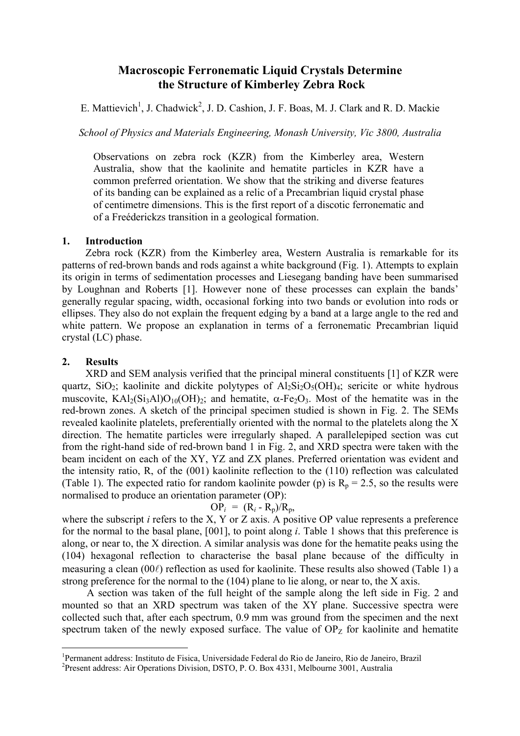# Macroscopic Ferronematic Liquid Crystals Determine the Structure of Kimberley Zebra Rock

E. Mattievich[1], J. Chadwick[2], J. D. Cashion, J. F. Boas, M. J. Clark and R. D. Mackie

*School of Physics and Materials Engineering, Monash University, Vic 3800, Australia*

Observations on zebra rock (KZR) from the Kimberley area, Western Australia, show that the kaolinite and hematite particles in KZR have a common preferred orientation. We show that the striking and diverse features of its banding can be explained as a relic of a Precambrian liquid crystal phase of centimetre dimensions. This is the first report of a discotic ferronematic and of a Freédericksz transition in a geological formation.

## 1. Introduction

Zebra rock (KZR) from the Kimberley area, Western Australia is remarkable for its patterns of red-brown bands and rods against a white background (Fig. 1). Attempts to explain its origin in terms of sedimentation processes and Liesegang banding have been summarised by Loughnan and Roberts [1]. However none of these processes can explain the bands' generally regular spacing, width, occasional forking into two bands or evolution into rods or ellipses. They also do not explain the frequent edging by a band at a large angle to the red and white pattern. We propose an explanation in terms of a ferronematic Precambrian liquid crystal (LC) phase.

## 2. Results

XRD and SEM analysis verified that the principal mineral constituents [1] of KZR were quartz, $SiO_2$; kaolinite and dickite polytypes of $Al_2Si_2O_5(OH)_4$; sericite or white hydrous muscovite, $KAl_2(Si_3Al)O_{10}(OH)_2$; and hematite, $\alpha$-$Fe_2O_3$. Most of the hematite was in the red-brown zones. A sketch of the principal specimen studied is shown in Fig. 2. The SEMs revealed kaolinite platelets, preferentially oriented with the normal to the platelets along the X direction. The hematite particles were irregularly shaped. A parallelepiped section was cut from the right-hand side of red-brown band 1 in Fig. 2, and XRD spectra were taken with the beam incident on each of the XY, YZ and ZX planes. Preferred orientation was evident and the intensity ratio, R, of the (001) kaolinite reflection to the (110) reflection was calculated (Table 1). The expected ratio for random kaolinite powder (p) is $R_p = 2.5$, so the results were normalised to produce an orientation parameter (OP):

$$OP_i = (R_i - R_p)/R_p,$$

where the subscript *i* refers to the X, Y or Z axis. A positive OP value represents a preference for the normal to the basal plane, [001], to point along *i*. Table 1 shows that this preference is along, or near to, the X direction. A similar analysis was done for the hematite peaks using the (104) hexagonal reflection to characterise the basal plane because of the difficulty in measuring a clean $(00\ell)$ reflection as used for kaolinite. These results also showed (Table 1) a strong preference for the normal to the (104) plane to lie along, or near to, the X axis.

A section was taken of the full height of the sample along the left side in Fig. 2 and mounted so that an XRD spectrum was taken of the XY plane. Successive spectra were collected such that, after each spectrum, 0.9 mm was ground from the specimen and the next spectrum taken of the newly exposed surface. The value of $OP_Z$ for kaolinite and hematite

---

[1]Permanent address: Instituto de Fisica, Universidade Federal do Rio de Janeiro, Rio de Janeiro, Brazil

[2]Present address: Air Operations Division, DSTO, P. O. Box 4331, Melbourne 3001, Australia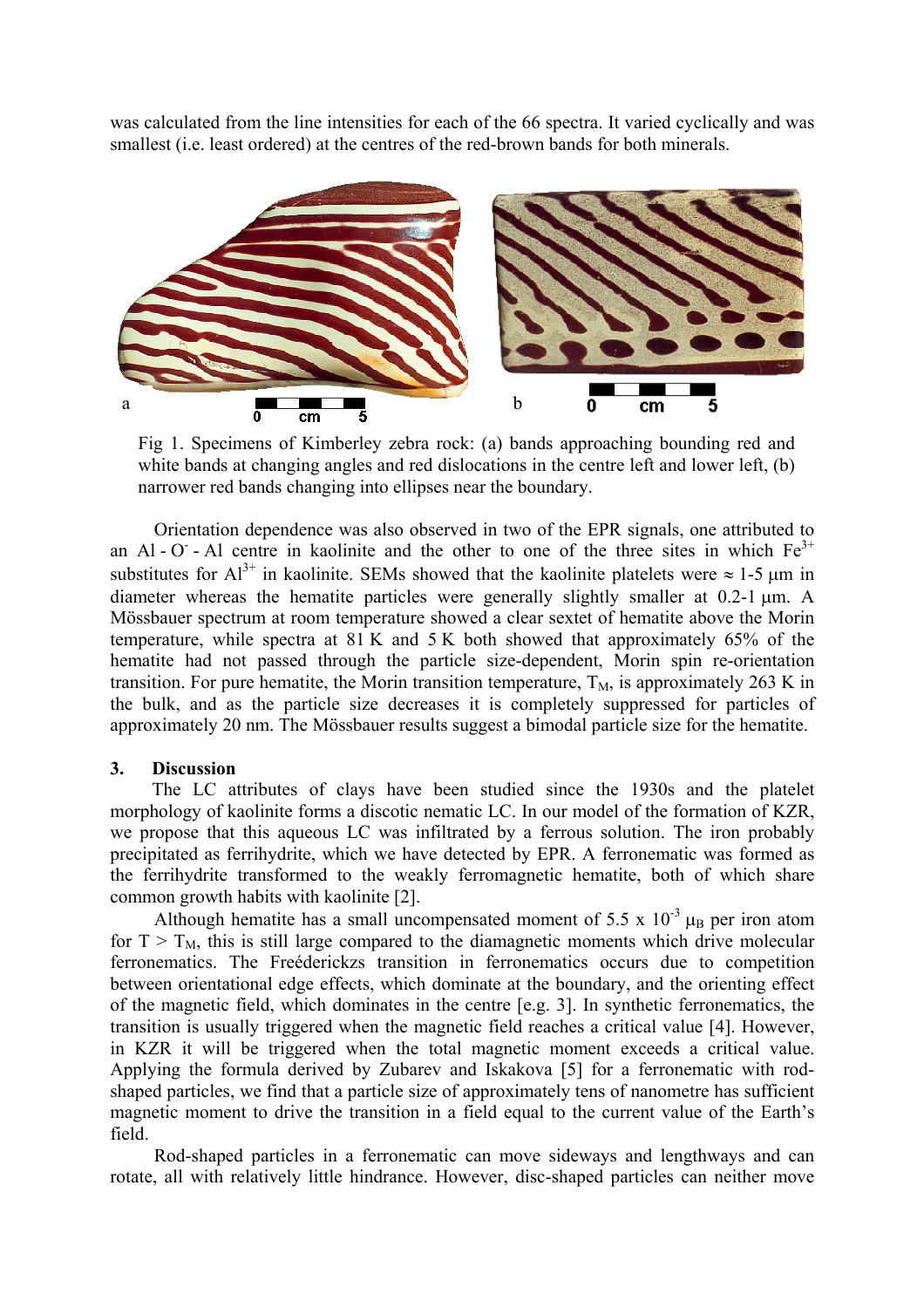was calculated from the line intensities for each of the 66 spectra. It varied cyclically and was smallest (i.e. least ordered) at the centres of the red-brown bands for both minerals.

Fig 1. Specimens of Kimberley zebra rock: (a) bands approaching bounding red and white bands at changing angles and red dislocations in the centre left and lower left, (b) narrower red bands changing into ellipses near the boundary.

Orientation dependence was also observed in two of the EPR signals, one attributed to an Al - $O^-$ - Al centre in kaolinite and the other to one of the three sites in which $Fe^{3+}$ substitutes for $Al^{3+}$ in kaolinite. SEMs showed that the kaolinite platelets were ≈ 1-5 μm in diameter whereas the hematite particles were generally slightly smaller at 0.2-1 μm. A Mössbauer spectrum at room temperature showed a clear sextet of hematite above the Morin temperature, while spectra at 81 K and 5 K both showed that approximately 65% of the hematite had not passed through the particle size-dependent, Morin spin re-orientation transition. For pure hematite, the Morin transition temperature, $T_M$, is approximately 263 K in the bulk, and as the particle size decreases it is completely suppressed for particles of approximately 20 nm. The Mössbauer results suggest a bimodal particle size for the hematite.

## 3. Discussion

The LC attributes of clays have been studied since the 1930s and the platelet morphology of kaolinite forms a discotic nematic LC. In our model of the formation of KZR, we propose that this aqueous LC was infiltrated by a ferrous solution. The iron probably precipitated as ferrihydrite, which we have detected by EPR. A ferronematic was formed as the ferrihydrite transformed to the weakly ferromagnetic hematite, both of which share common growth habits with kaolinite [2].

Although hematite has a small uncompensated moment of 5.5 x $10^{-3}$ $\mu_B$ per iron atom for $T > T_M$, this is still large compared to the diamagnetic moments which drive molecular ferronematics. The Freéderickzs transition in ferronematics occurs due to competition between orientational edge effects, which dominate at the boundary, and the orienting effect of the magnetic field, which dominates in the centre [e.g. 3]. In synthetic ferronematics, the transition is usually triggered when the magnetic field reaches a critical value [4]. However, in KZR it will be triggered when the total magnetic moment exceeds a critical value. Applying the formula derived by Zubarev and Iskakova [5] for a ferronematic with rod-shaped particles, we find that a particle size of approximately tens of nanometre has sufficient magnetic moment to drive the transition in a field equal to the current value of the Earth's field.

Rod-shaped particles in a ferronematic can move sideways and lengthways and can rotate, all with relatively little hindrance. However, disc-shaped particles can neither move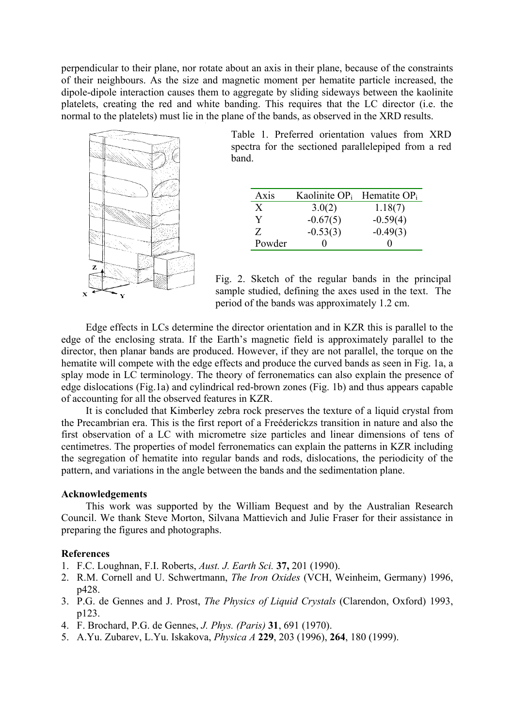perpendicular to their plane, nor rotate about an axis in their plane, because of the constraints of their neighbours. As the size and magnetic moment per hematite particle increased, the dipole-dipole interaction causes them to aggregate by sliding sideways between the kaolinite platelets, creating the red and white banding. This requires that the LC director (i.e. the normal to the platelets) must lie in the plane of the bands, as observed in the XRD results.

Table 1. Preferred orientation values from XRD spectra for the sectioned parallelepiped from a red band.

| Axis | Kaolinite $OP_i$ | Hematite $OP_i$ |
|---|---|---|
| X | 3.0(2) | 1.18(7) |
| Y | -0.67(5) | -0.59(4) |
| Z | -0.53(3) | -0.49(3) |
| Powder | 0 | 0 |

Z

X Y

Fig. 2. Sketch of the regular bands in the principal sample studied, defining the axes used in the text. The period of the bands was approximately 1.2 cm.

Edge effects in LCs determine the director orientation and in KZR this is parallel to the edge of the enclosing strata. If the Earth's magnetic field is approximately parallel to the director, then planar bands are produced. However, if they are not parallel, the torque on the hematite will compete with the edge effects and produce the curved bands as seen in Fig. 1a, a splay mode in LC terminology. The theory of ferronematics can also explain the presence of edge dislocations (Fig.1a) and cylindrical red-brown zones (Fig. 1b) and thus appears capable of accounting for all the observed features in KZR.

It is concluded that Kimberley zebra rock preserves the texture of a liquid crystal from the Precambrian era. This is the first report of a Freéderickzs transition in nature and also the first observation of a LC with micrometre size particles and linear dimensions of tens of centimetres. The properties of model ferronematics can explain the patterns in KZR including the segregation of hematite into regular bands and rods, dislocations, the periodicity of the pattern, and variations in the angle between the bands and the sedimentation plane.

### Acknowledgements

This work was supported by the William Bequest and by the Australian Research Council. We thank Steve Morton, Silvana Mattievich and Julie Fraser for their assistance in preparing the figures and photographs.

### References

1. F.C. Loughnan, F.I. Roberts, *Aust. J. Earth Sci.* **37,** 201 (1990).
2. R.M. Cornell and U. Schwertmann, *The Iron Oxides* (VCH, Weinheim, Germany) 1996, p428.
3. P.G. de Gennes and J. Prost, *The Physics of Liquid Crystals* (Clarendon, Oxford) 1993, p123.
4. F. Brochard, P.G. de Gennes, *J. Phys. (Paris)* **31**, 691 (1970).
5. A.Yu. Zubarev, L.Yu. Iskakova, *Physica A* **229**, 203 (1996), **264**, 180 (1999).